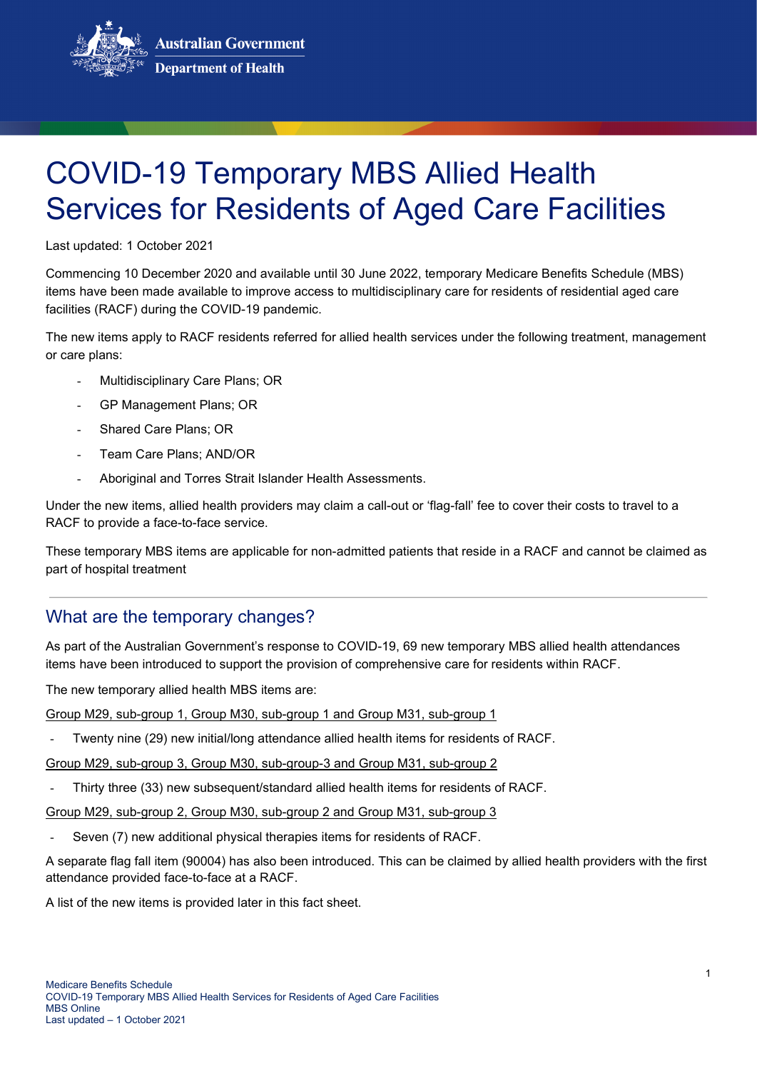Australian Government
Department of Health

# COVID-19 Temporary MBS Allied Health Services for Residents of Aged Care Facilities

Last updated: 1 October 2021

Commencing 10 December 2020 and available until 30 June 2022, temporary Medicare Benefits Schedule (MBS) items have been made available to improve access to multidisciplinary care for residents of residential aged care facilities (RACF) during the COVID-19 pandemic.

The new items apply to RACF residents referred for allied health services under the following treatment, management or care plans:

- Multidisciplinary Care Plans; OR
- GP Management Plans; OR
- Shared Care Plans; OR
- Team Care Plans; AND/OR
- Aboriginal and Torres Strait Islander Health Assessments.

Under the new items, allied health providers may claim a call-out or 'flag-fall' fee to cover their costs to travel to a RACF to provide a face-to-face service.

These temporary MBS items are applicable for non-admitted patients that reside in a RACF and cannot be claimed as part of hospital treatment

## What are the temporary changes?

As part of the Australian Government's response to COVID-19, 69 new temporary MBS allied health attendances items have been introduced to support the provision of comprehensive care for residents within RACF.

The new temporary allied health MBS items are:

Group M29, sub-group 1, Group M30, sub-group 1 and Group M31, sub-group 1

- Twenty nine (29) new initial/long attendance allied health items for residents of RACF.

Group M29, sub-group 3, Group M30, sub-group-3 and Group M31, sub-group 2

- Thirty three (33) new subsequent/standard allied health items for residents of RACF.

Group M29, sub-group 2, Group M30, sub-group 2 and Group M31, sub-group 3

- Seven (7) new additional physical therapies items for residents of RACF.

A separate flag fall item (90004) has also been introduced. This can be claimed by allied health providers with the first attendance provided face-to-face at a RACF.

A list of the new items is provided later in this fact sheet.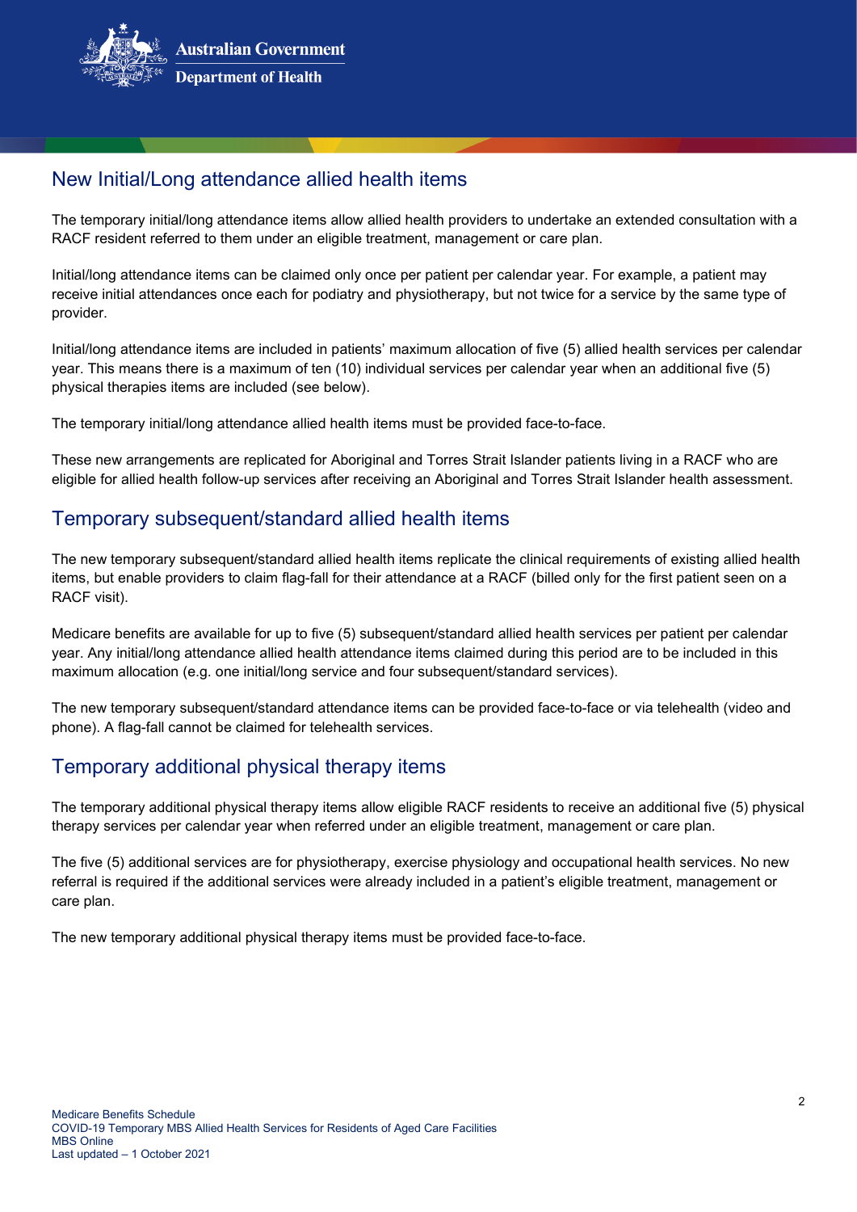## New Initial/Long attendance allied health items

The temporary initial/long attendance items allow allied health providers to undertake an extended consultation with a RACF resident referred to them under an eligible treatment, management or care plan.

Initial/long attendance items can be claimed only once per patient per calendar year. For example, a patient may receive initial attendances once each for podiatry and physiotherapy, but not twice for a service by the same type of provider.

Initial/long attendance items are included in patients' maximum allocation of five (5) allied health services per calendar year. This means there is a maximum of ten (10) individual services per calendar year when an additional five (5) physical therapies items are included (see below).

The temporary initial/long attendance allied health items must be provided face-to-face.

These new arrangements are replicated for Aboriginal and Torres Strait Islander patients living in a RACF who are eligible for allied health follow-up services after receiving an Aboriginal and Torres Strait Islander health assessment.

## Temporary subsequent/standard allied health items

The new temporary subsequent/standard allied health items replicate the clinical requirements of existing allied health items, but enable providers to claim flag-fall for their attendance at a RACF (billed only for the first patient seen on a RACF visit).

Medicare benefits are available for up to five (5) subsequent/standard allied health services per patient per calendar year. Any initial/long attendance allied health attendance items claimed during this period are to be included in this maximum allocation (e.g. one initial/long service and four subsequent/standard services).

The new temporary subsequent/standard attendance items can be provided face-to-face or via telehealth (video and phone). A flag-fall cannot be claimed for telehealth services.

## Temporary additional physical therapy items

The temporary additional physical therapy items allow eligible RACF residents to receive an additional five (5) physical therapy services per calendar year when referred under an eligible treatment, management or care plan.

The five (5) additional services are for physiotherapy, exercise physiology and occupational health services. No new referral is required if the additional services were already included in a patient's eligible treatment, management or care plan.

The new temporary additional physical therapy items must be provided face-to-face.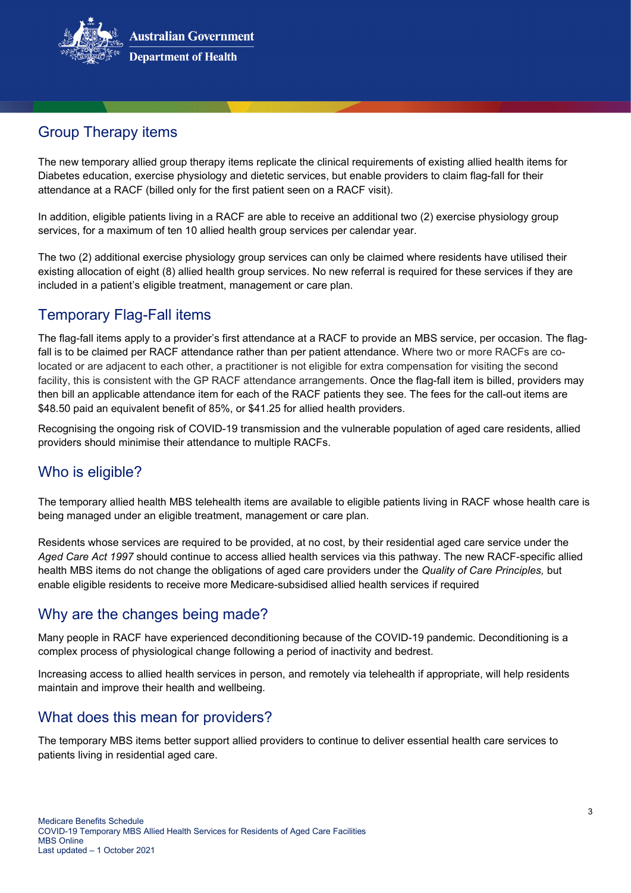## Group Therapy items

The new temporary allied group therapy items replicate the clinical requirements of existing allied health items for Diabetes education, exercise physiology and dietetic services, but enable providers to claim flag-fall for their attendance at a RACF (billed only for the first patient seen on a RACF visit).

In addition, eligible patients living in a RACF are able to receive an additional two (2) exercise physiology group services, for a maximum of ten 10 allied health group services per calendar year.

The two (2) additional exercise physiology group services can only be claimed where residents have utilised their existing allocation of eight (8) allied health group services. No new referral is required for these services if they are included in a patient's eligible treatment, management or care plan.

## Temporary Flag-Fall items

The flag-fall items apply to a provider's first attendance at a RACF to provide an MBS service, per occasion. The flag-fall is to be claimed per RACF attendance rather than per patient attendance. Where two or more RACFs are co-located or are adjacent to each other, a practitioner is not eligible for extra compensation for visiting the second facility, this is consistent with the GP RACF attendance arrangements. Once the flag-fall item is billed, providers may then bill an applicable attendance item for each of the RACF patients they see. The fees for the call-out items are $48.50 paid an equivalent benefit of 85%, or $41.25 for allied health providers.

Recognising the ongoing risk of COVID-19 transmission and the vulnerable population of aged care residents, allied providers should minimise their attendance to multiple RACFs.

## Who is eligible?

The temporary allied health MBS telehealth items are available to eligible patients living in RACF whose health care is being managed under an eligible treatment, management or care plan.

Residents whose services are required to be provided, at no cost, by their residential aged care service under the *Aged Care Act 1997* should continue to access allied health services via this pathway. The new RACF-specific allied health MBS items do not change the obligations of aged care providers under the *Quality of Care Principles,* but enable eligible residents to receive more Medicare-subsidised allied health services if required

## Why are the changes being made?

Many people in RACF have experienced deconditioning because of the COVID-19 pandemic. Deconditioning is a complex process of physiological change following a period of inactivity and bedrest.

Increasing access to allied health services in person, and remotely via telehealth if appropriate, will help residents maintain and improve their health and wellbeing.

## What does this mean for providers?

The temporary MBS items better support allied providers to continue to deliver essential health care services to patients living in residential aged care.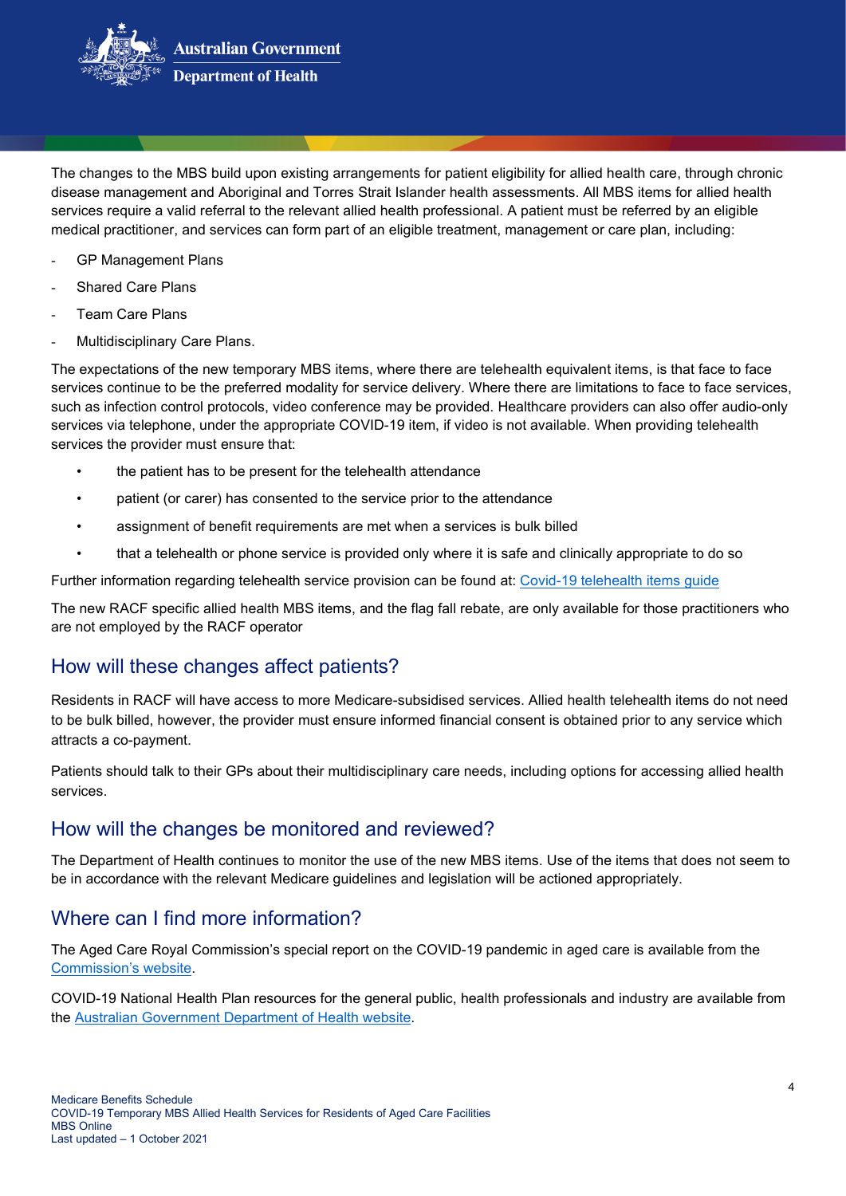The changes to the MBS build upon existing arrangements for patient eligibility for allied health care, through chronic disease management and Aboriginal and Torres Strait Islander health assessments. All MBS items for allied health services require a valid referral to the relevant allied health professional. A patient must be referred by an eligible medical practitioner, and services can form part of an eligible treatment, management or care plan, including:

- GP Management Plans
- Shared Care Plans
- Team Care Plans
- Multidisciplinary Care Plans.

The expectations of the new temporary MBS items, where there are telehealth equivalent items, is that face to face services continue to be the preferred modality for service delivery. Where there are limitations to face to face services, such as infection control protocols, video conference may be provided. Healthcare providers can also offer audio-only services via telephone, under the appropriate COVID-19 item, if video is not available. When providing telehealth services the provider must ensure that:

- the patient has to be present for the telehealth attendance
- patient (or carer) has consented to the service prior to the attendance
- assignment of benefit requirements are met when a services is bulk billed
- that a telehealth or phone service is provided only where it is safe and clinically appropriate to do so

Further information regarding telehealth service provision can be found at: [Covid-19 telehealth items guide]

The new RACF specific allied health MBS items, and the flag fall rebate, are only available for those practitioners who are not employed by the RACF operator

## How will these changes affect patients?

Residents in RACF will have access to more Medicare-subsidised services. Allied health telehealth items do not need to be bulk billed, however, the provider must ensure informed financial consent is obtained prior to any service which attracts a co-payment.

Patients should talk to their GPs about their multidisciplinary care needs, including options for accessing allied health services.

## How will the changes be monitored and reviewed?

The Department of Health continues to monitor the use of the new MBS items. Use of the items that does not seem to be in accordance with the relevant Medicare guidelines and legislation will be actioned appropriately.

## Where can I find more information?

The Aged Care Royal Commission's special report on the COVID-19 pandemic in aged care is available from the Commission's website.

COVID-19 National Health Plan resources for the general public, health professionals and industry are available from the Australian Government Department of Health website.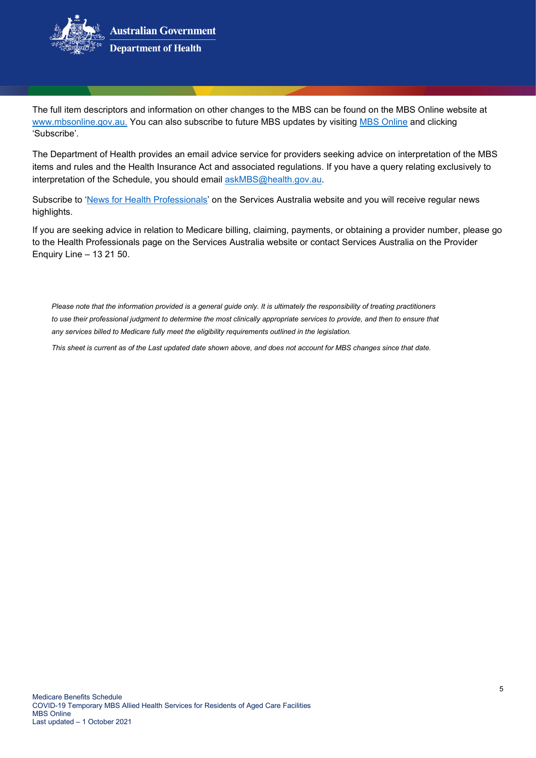The full item descriptors and information on other changes to the MBS can be found on the MBS Online website at [www.mbsonline.gov.au.](http://www.mbsonline.gov.au) You can also subscribe to future MBS updates by visiting [MBS Online](http://www.mbsonline.gov.au) and clicking 'Subscribe'.

The Department of Health provides an email advice service for providers seeking advice on interpretation of the MBS items and rules and the Health Insurance Act and associated regulations. If you have a query relating exclusively to interpretation of the Schedule, you should email [askMBS@health.gov.au](mailto:askMBS@health.gov.au).

Subscribe to '[News for Health Professionals](#)' on the Services Australia website and you will receive regular news highlights.

If you are seeking advice in relation to Medicare billing, claiming, payments, or obtaining a provider number, please go to the Health Professionals page on the Services Australia website or contact Services Australia on the Provider Enquiry Line – 13 21 50.

*Please note that the information provided is a general guide only. It is ultimately the responsibility of treating practitioners to use their professional judgment to determine the most clinically appropriate services to provide, and then to ensure that any services billed to Medicare fully meet the eligibility requirements outlined in the legislation.*

*This sheet is current as of the Last updated date shown above, and does not account for MBS changes since that date.*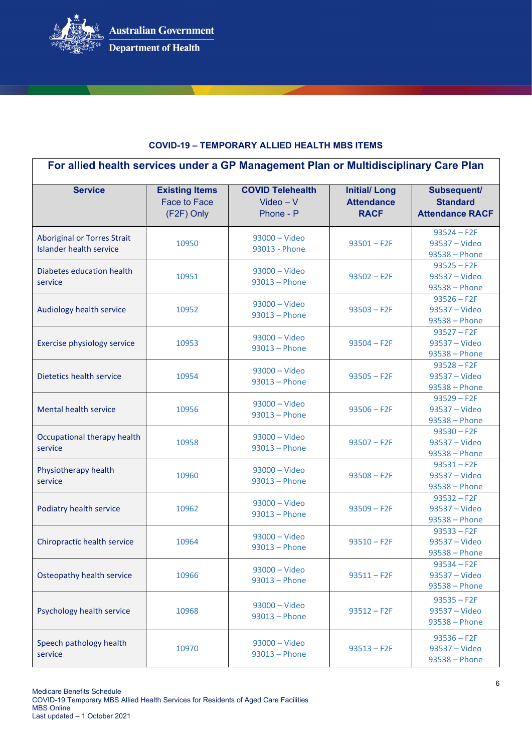Australian Government
Department of Health

**COVID-19 – TEMPORARY ALLIED HEALTH MBS ITEMS**

**For allied health services under a GP Management Plan or Multidisciplinary Care Plan**

| Service | Existing Items Face to Face (F2F) Only | COVID Telehealth Video – V Phone - P | Initial/ Long Attendance RACF | Subsequent/ Standard Attendance RACF |
|---|---|---|---|---|
| Aboriginal or Torres Strait Islander health service | 10950 | 93000 – Video<br>93013 - Phone | 93501 – F2F | 93524 – F2F<br>93537 – Video<br>93538 – Phone |
| Diabetes education health service | 10951 | 93000 – Video<br>93013 – Phone | 93502 – F2F | 93525 – F2F<br>93537 – Video<br>93538 – Phone |
| Audiology health service | 10952 | 93000 – Video<br>93013 – Phone | 93503 – F2F | 93526 – F2F<br>93537 – Video<br>93538 – Phone |
| Exercise physiology service | 10953 | 93000 – Video<br>93013 – Phone | 93504 – F2F | 93527 – F2F<br>93537 – Video<br>93538 – Phone |
| Dietetics health service | 10954 | 93000 – Video<br>93013 – Phone | 93505 – F2F | 93528 – F2F<br>93537 – Video<br>93538 – Phone |
| Mental health service | 10956 | 93000 – Video<br>93013 – Phone | 93506 – F2F | 93529 – F2F<br>93537 – Video<br>93538 – Phone |
| Occupational therapy health service | 10958 | 93000 – Video<br>93013 – Phone | 93507 – F2F | 93530 – F2F<br>93537 – Video<br>93538 – Phone |
| Physiotherapy health service | 10960 | 93000 – Video<br>93013 – Phone | 93508 – F2F | 93531 – F2F<br>93537 – Video<br>93538 – Phone |
| Podiatry health service | 10962 | 93000 – Video<br>93013 – Phone | 93509 – F2F | 93532 – F2F<br>93537 – Video<br>93538 – Phone |
| Chiropractic health service | 10964 | 93000 – Video<br>93013 – Phone | 93510 – F2F | 93533 – F2F<br>93537 – Video<br>93538 – Phone |
| Osteopathy health service | 10966 | 93000 – Video<br>93013 – Phone | 93511 – F2F | 93534 – F2F<br>93537 – Video<br>93538 – Phone |
| Psychology health service | 10968 | 93000 – Video<br>93013 – Phone | 93512 – F2F | 93535 – F2F<br>93537 – Video<br>93538 – Phone |
| Speech pathology health service | 10970 | 93000 – Video<br>93013 – Phone | 93513 – F2F | 93536 – F2F<br>93537 – Video<br>93538 – Phone |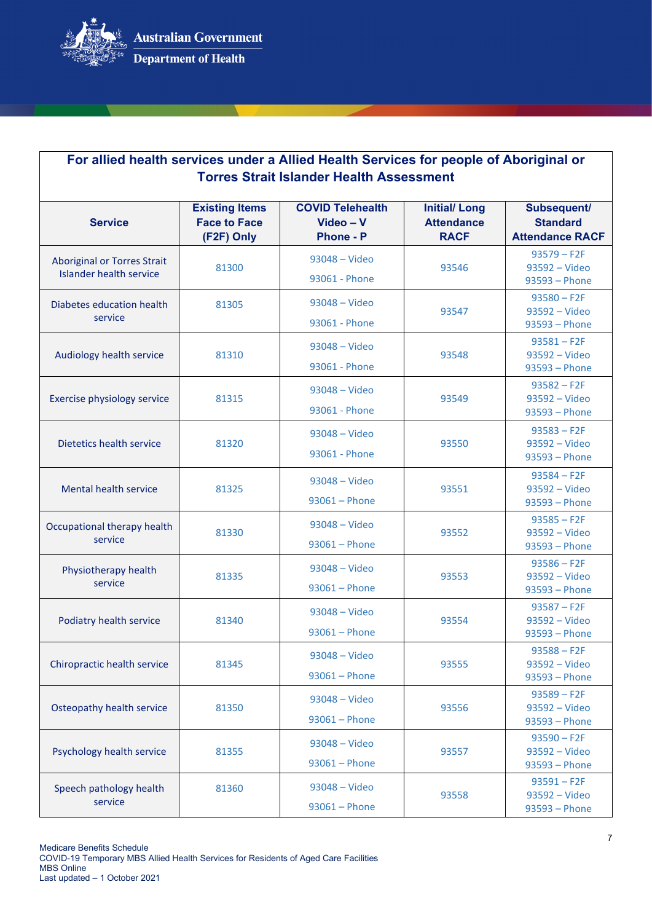| For allied health services under a Allied Health Services for people of Aboriginal or Torres Strait Islander Health Assessment | | | | |
|---|---|---|---|---|
| **Service** | **Existing Items Face to Face (F2F) Only** | **COVID Telehealth Video – V Phone - P** | **Initial/ Long Attendance RACF** | **Subsequent/ Standard Attendance RACF** |
| Aboriginal or Torres Strait Islander health service | 81300 | 93048 – Video<br>93061 - Phone | 93546 | 93579 – F2F<br>93592 – Video<br>93593 – Phone |
| Diabetes education health service | 81305 | 93048 – Video<br>93061 - Phone | 93547 | 93580 – F2F<br>93592 – Video<br>93593 – Phone |
| Audiology health service | 81310 | 93048 – Video<br>93061 - Phone | 93548 | 93581 – F2F<br>93592 – Video<br>93593 – Phone |
| Exercise physiology service | 81315 | 93048 – Video<br>93061 - Phone | 93549 | 93582 – F2F<br>93592 – Video<br>93593 – Phone |
| Dietetics health service | 81320 | 93048 – Video<br>93061 - Phone | 93550 | 93583 – F2F<br>93592 – Video<br>93593 – Phone |
| Mental health service | 81325 | 93048 – Video<br>93061 – Phone | 93551 | 93584 – F2F<br>93592 – Video<br>93593 – Phone |
| Occupational therapy health service | 81330 | 93048 – Video<br>93061 – Phone | 93552 | 93585 – F2F<br>93592 – Video<br>93593 – Phone |
| Physiotherapy health service | 81335 | 93048 – Video<br>93061 – Phone | 93553 | 93586 – F2F<br>93592 – Video<br>93593 – Phone |
| Podiatry health service | 81340 | 93048 – Video<br>93061 – Phone | 93554 | 93587 – F2F<br>93592 – Video<br>93593 – Phone |
| Chiropractic health service | 81345 | 93048 – Video<br>93061 – Phone | 93555 | 93588 – F2F<br>93592 – Video<br>93593 – Phone |
| Osteopathy health service | 81350 | 93048 – Video<br>93061 – Phone | 93556 | 93589 – F2F<br>93592 – Video<br>93593 – Phone |
| Psychology health service | 81355 | 93048 – Video<br>93061 – Phone | 93557 | 93590 – F2F<br>93592 – Video<br>93593 – Phone |
| Speech pathology health service | 81360 | 93048 – Video<br>93061 – Phone | 93558 | 93591 – F2F<br>93592 – Video<br>93593 – Phone |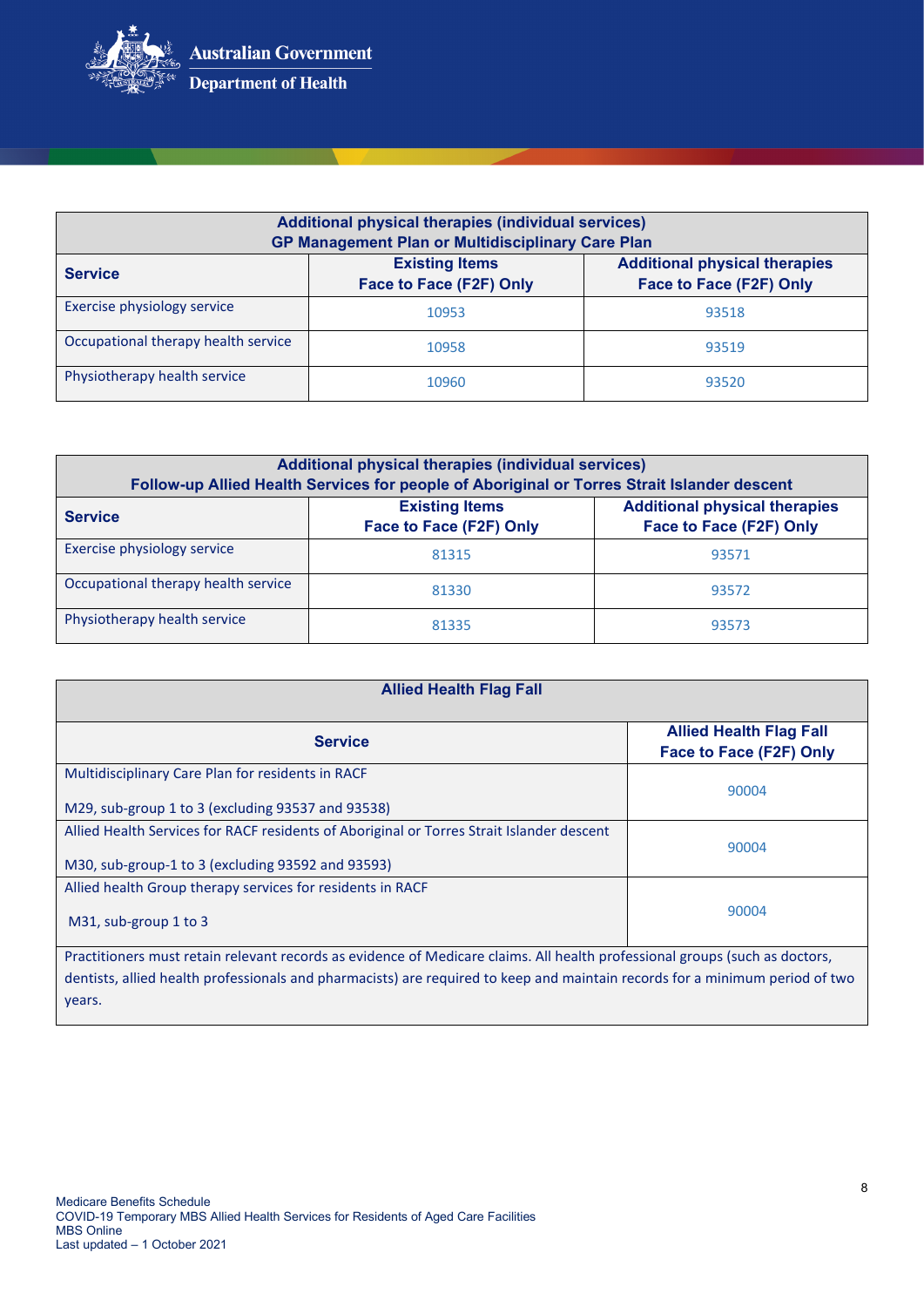| Additional physical therapies (individual services) GP Management Plan or Multidisciplinary Care Plan | | |
|---|---|---|
| **Service** | **Existing Items Face to Face (F2F) Only** | **Additional physical therapies Face to Face (F2F) Only** |
| Exercise physiology service | 10953 | 93518 |
| Occupational therapy health service | 10958 | 93519 |
| Physiotherapy health service | 10960 | 93520 |

| Additional physical therapies (individual services) Follow-up Allied Health Services for people of Aboriginal or Torres Strait Islander descent | | |
|---|---|---|
| **Service** | **Existing Items Face to Face (F2F) Only** | **Additional physical therapies Face to Face (F2F) Only** |
| Exercise physiology service | 81315 | 93571 |
| Occupational therapy health service | 81330 | 93572 |
| Physiotherapy health service | 81335 | 93573 |

| Allied Health Flag Fall | |
|---|---|
| **Service** | **Allied Health Flag Fall Face to Face (F2F) Only** |
| Multidisciplinary Care Plan for residents in RACF<br><br>M29, sub-group 1 to 3 (excluding 93537 and 93538) | 90004 |
| Allied Health Services for RACF residents of Aboriginal or Torres Strait Islander descent<br><br>M30, sub-group-1 to 3 (excluding 93592 and 93593) | 90004 |
| Allied health Group therapy services for residents in RACF<br><br>M31, sub-group 1 to 3 | 90004 |
| Practitioners must retain relevant records as evidence of Medicare claims. All health professional groups (such as doctors, dentists, allied health professionals and pharmacists) are required to keep and maintain records for a minimum period of two years. | |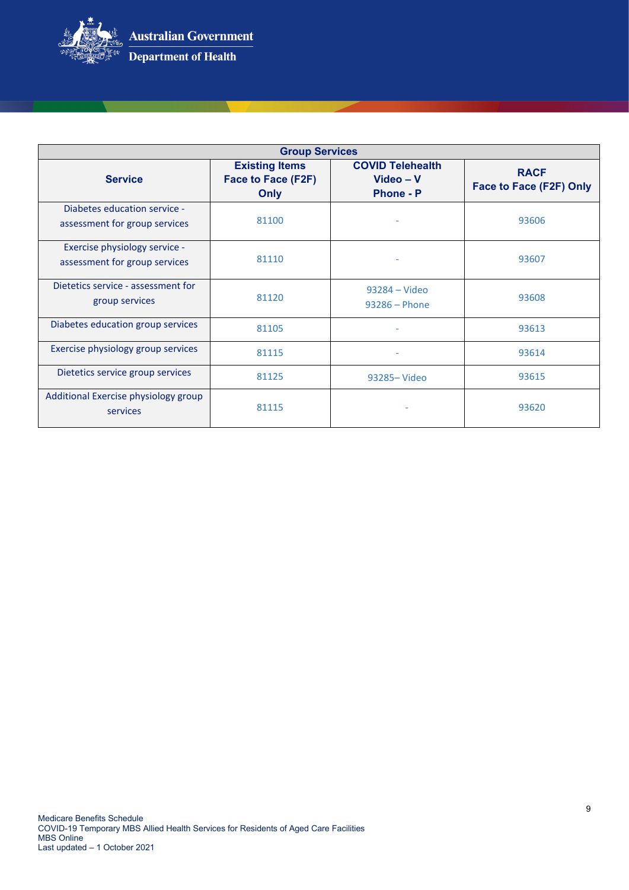| Group Services | | | |
|---|---|---|---|
| **Service** | **Existing Items Face to Face (F2F) Only** | **COVID Telehealth Video – V Phone - P** | **RACF Face to Face (F2F) Only** |
| Diabetes education service - assessment for group services | 81100 | - | 93606 |
| Exercise physiology service - assessment for group services | 81110 | - | 93607 |
| Dietetics service - assessment for group services | 81120 | 93284 – Video 93286 – Phone | 93608 |
| Diabetes education group services | 81105 | - | 93613 |
| Exercise physiology group services | 81115 | - | 93614 |
| Dietetics service group services | 81125 | 93285– Video | 93615 |
| Additional Exercise physiology group services | 81115 | - | 93620 |

Medicare Benefits Schedule
COVID-19 Temporary MBS Allied Health Services for Residents of Aged Care Facilities
MBS Online
Last updated – 1 October 2021